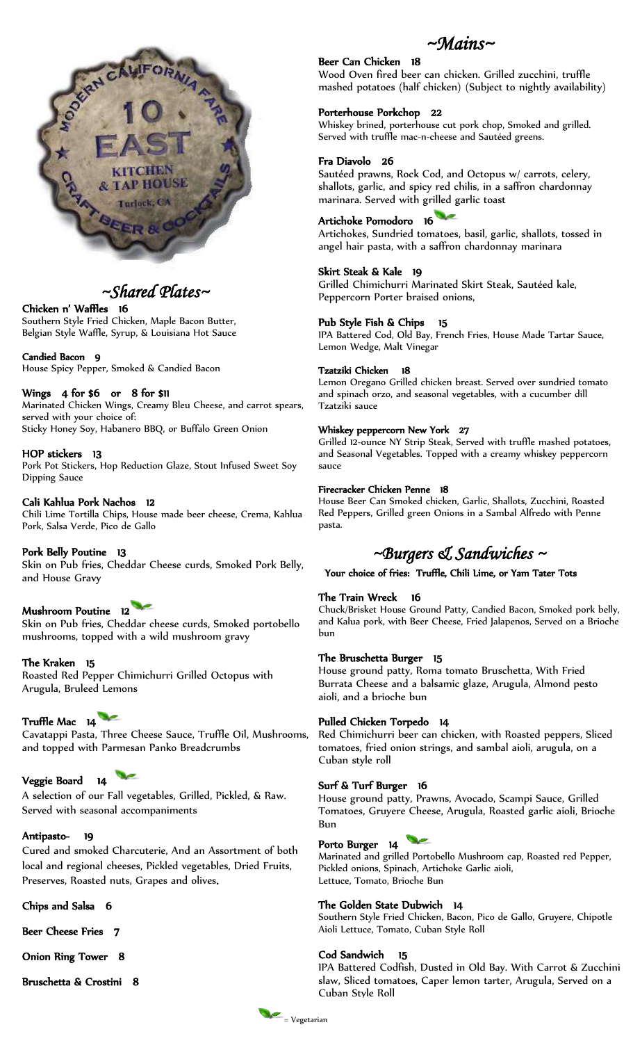MODERN CALIFORNIA FARE

10 EAST

KITCHEN & TAP HOUSE

Turlock, CA

CRAFT BEER & COCKTAILS

## *~Shared Plates~*

**Chicken n' Waffles 16**
Southern Style Fried Chicken, Maple Bacon Butter, Belgian Style Waffle, Syrup, & Louisiana Hot Sauce

**Candied Bacon 9**
House Spicy Pepper, Smoked & Candied Bacon

**Wings 4 for $6 or 8 for $11**
Marinated Chicken Wings, Creamy Bleu Cheese, and carrot spears, served with your choice of:
Sticky Honey Soy, Habanero BBQ, or Buffalo Green Onion

**HOP stickers 13**
Pork Pot Stickers, Hop Reduction Glaze, Stout Infused Sweet Soy Dipping Sauce

**Cali Kahlua Pork Nachos 12**
Chili Lime Tortilla Chips, House made beer cheese, Crema, Kahlua Pork, Salsa Verde, Pico de Gallo

**Pork Belly Poutine 13**
Skin on Pub fries, Cheddar Cheese curds, Smoked Pork Belly, and House Gravy

**Mushroom Poutine 12** (V)
Skin on Pub fries, Cheddar cheese curds, Smoked portobello mushrooms, topped with a wild mushroom gravy

**The Kraken 15**
Roasted Red Pepper Chimichurri Grilled Octopus with Arugula, Bruleed Lemons

**Truffle Mac 14** (V)
Cavatappi Pasta, Three Cheese Sauce, Truffle Oil, Mushrooms, and topped with Parmesan Panko Breadcrumbs

**Veggie Board 14** (V)
A selection of our Fall vegetables, Grilled, Pickled, & Raw. Served with seasonal accompaniments

**Antipasto- 19**
Cured and smoked Charcuterie, And an Assortment of both local and regional cheeses, Pickled vegetables, Dried Fruits, Preserves, Roasted nuts, Grapes and olives.

**Chips and Salsa 6**

**Beer Cheese Fries 7**

**Onion Ring Tower 8**

**Bruschetta & Crostini 8**

## *~Mains~*

**Beer Can Chicken 18**
Wood Oven fired beer can chicken. Grilled zucchini, truffle mashed potatoes (half chicken) (Subject to nightly availability)

**Porterhouse Porkchop 22**
Whiskey brined, porterhouse cut pork chop, Smoked and grilled. Served with truffle mac-n-cheese and Sautéed greens.

**Fra Diavolo 26**
Sautéed prawns, Rock Cod, and Octopus w/ carrots, celery, shallots, garlic, and spicy red chilis, in a saffron chardonnay marinara. Served with grilled garlic toast

**Artichoke Pomodoro 16** (V)
Artichokes, Sundried tomatoes, basil, garlic, shallots, tossed in angel hair pasta, with a saffron chardonnay marinara

**Skirt Steak & Kale 19**
Grilled Chimichurri Marinated Skirt Steak, Sautéed kale, Peppercorn Porter braised onions,

**Pub Style Fish & Chips 15**
IPA Battered Cod, Old Bay, French Fries, House Made Tartar Sauce, Lemon Wedge, Malt Vinegar

**Tzatziki Chicken 18**
Lemon Oregano Grilled chicken breast. Served over sundried tomato and spinach orzo, and seasonal vegetables, with a cucumber dill Tzatziki sauce

**Whiskey peppercorn New York 27**
Grilled 12-ounce NY Strip Steak, Served with truffle mashed potatoes, and Seasonal Vegetables. Topped with a creamy whiskey peppercorn sauce

**Firecracker Chicken Penne 18**
House Beer Can Smoked chicken, Garlic, Shallots, Zucchini, Roasted Red Peppers, Grilled green Onions in a Sambal Alfredo with Penne pasta.

## *~Burgers & Sandwiches ~*

**Your choice of fries: Truffle, Chili Lime, or Yam Tater Tots**

**The Train Wreck 16**
Chuck/Brisket House Ground Patty, Candied Bacon, Smoked pork belly, and Kalua pork, with Beer Cheese, Fried Jalapenos, Served on a Brioche bun

**The Bruschetta Burger 15**
House ground patty, Roma tomato Bruschetta, With Fried Burrata Cheese and a balsamic glaze, Arugula, Almond pesto aioli, and a brioche bun

**Pulled Chicken Torpedo 14**
Red Chimichurri beer can chicken, with Roasted peppers, Sliced tomatoes, fried onion strings, and sambal aioli, arugula, on a Cuban style roll

**Surf & Turf Burger 16**
House ground patty, Prawns, Avocado, Scampi Sauce, Grilled Tomatoes, Gruyere Cheese, Arugula, Roasted garlic aioli, Brioche Bun

**Porto Burger 14** (V)
Marinated and grilled Portobello Mushroom cap, Roasted red Pepper, Pickled onions, Spinach, Artichoke Garlic aioli, Lettuce, Tomato, Brioche Bun

**The Golden State Dubwich 14**
Southern Style Fried Chicken, Bacon, Pico de Gallo, Gruyere, Chipotle Aioli Lettuce, Tomato, Cuban Style Roll

**Cod Sandwich 15**
IPA Battered Codfish, Dusted in Old Bay. With Carrot & Zucchini slaw, Sliced tomatoes, Caper lemon tarter, Arugula, Served on a Cuban Style Roll

(V) = Vegetarian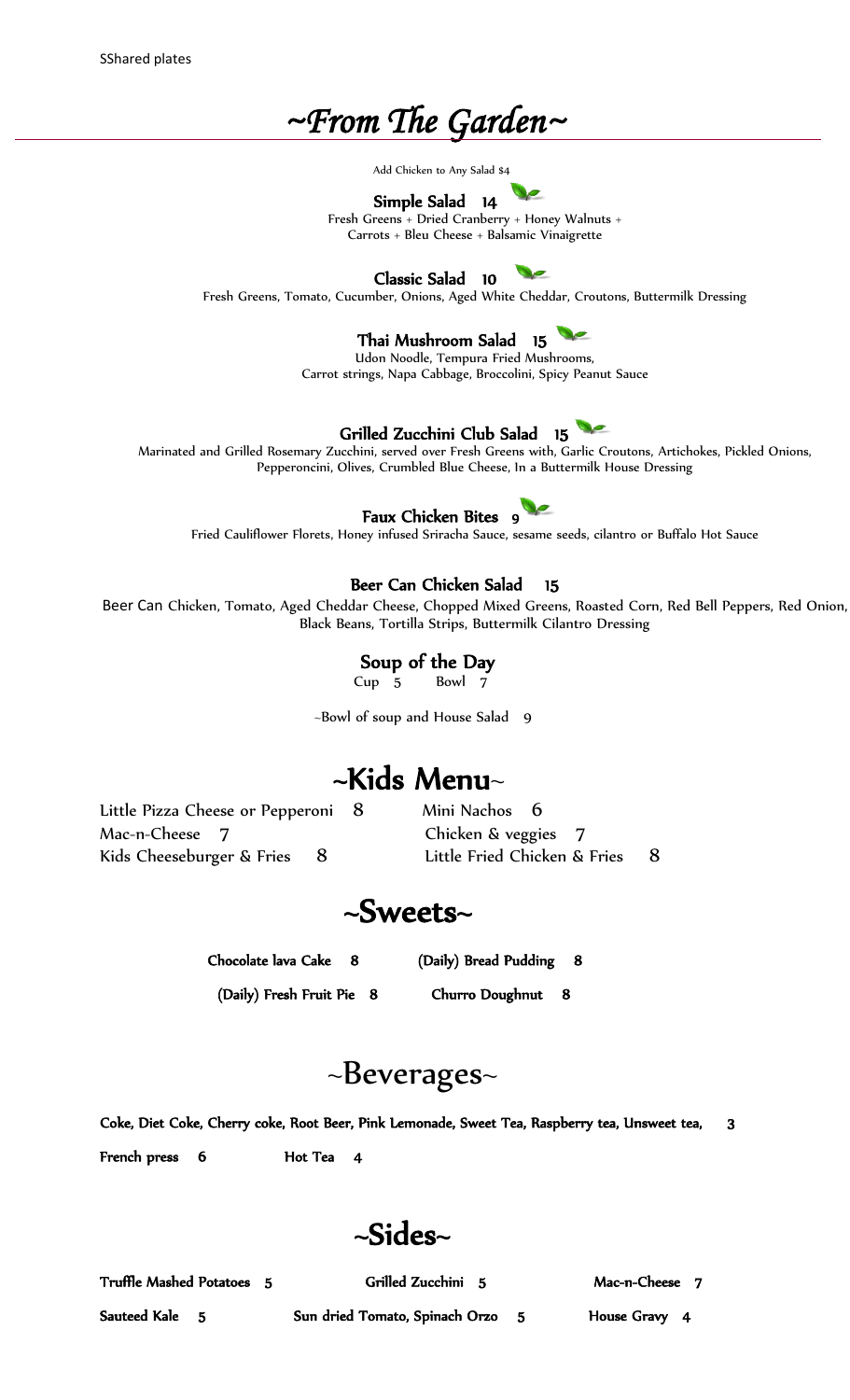SShared plates

# ~From The Garden~

Add Chicken to Any Salad $4

**Simple Salad 14**
Fresh Greens + Dried Cranberry + Honey Walnuts + Carrots + Bleu Cheese + Balsamic Vinaigrette

**Classic Salad 10**
Fresh Greens, Tomato, Cucumber, Onions, Aged White Cheddar, Croutons, Buttermilk Dressing

**Thai Mushroom Salad 15**
Udon Noodle, Tempura Fried Mushrooms, Carrot strings, Napa Cabbage, Broccolini, Spicy Peanut Sauce

**Grilled Zucchini Club Salad 15**
Marinated and Grilled Rosemary Zucchini, served over Fresh Greens with, Garlic Croutons, Artichokes, Pickled Onions, Pepperoncini, Olives, Crumbled Blue Cheese, In a Buttermilk House Dressing

**Faux Chicken Bites 9**
Fried Cauliflower Florets, Honey infused Sriracha Sauce, sesame seeds, cilantro or Buffalo Hot Sauce

**Beer Can Chicken Salad 15**
Beer Can Chicken, Tomato, Aged Cheddar Cheese, Chopped Mixed Greens, Roasted Corn, Red Bell Peppers, Red Onion, Black Beans, Tortilla Strips, Buttermilk Cilantro Dressing

**Soup of the Day**
Cup 5 Bowl 7

~Bowl of soup and House Salad 9

# ~Kids Menu~

Little Pizza Cheese or Pepperoni 8
Mac-n-Cheese 7
Kids Cheeseburger & Fries 8
Mini Nachos 6
Chicken & veggies 7
Little Fried Chicken & Fries 8

# ~Sweets~

**Chocolate lava Cake 8**
**(Daily) Bread Pudding 8**
**(Daily) Fresh Fruit Pie 8**
**Churro Doughnut 8**

# ~Beverages~

**Coke, Diet Coke, Cherry coke, Root Beer, Pink Lemonade, Sweet Tea, Raspberry tea, Unsweet tea, 3**

**French press 6**
**Hot Tea 4**

# ~Sides~

**Truffle Mashed Potatoes 5**
**Grilled Zucchini 5**
**Mac-n-Cheese 7**
**Sauteed Kale 5**
**Sun dried Tomato, Spinach Orzo 5**
**House Gravy 4**